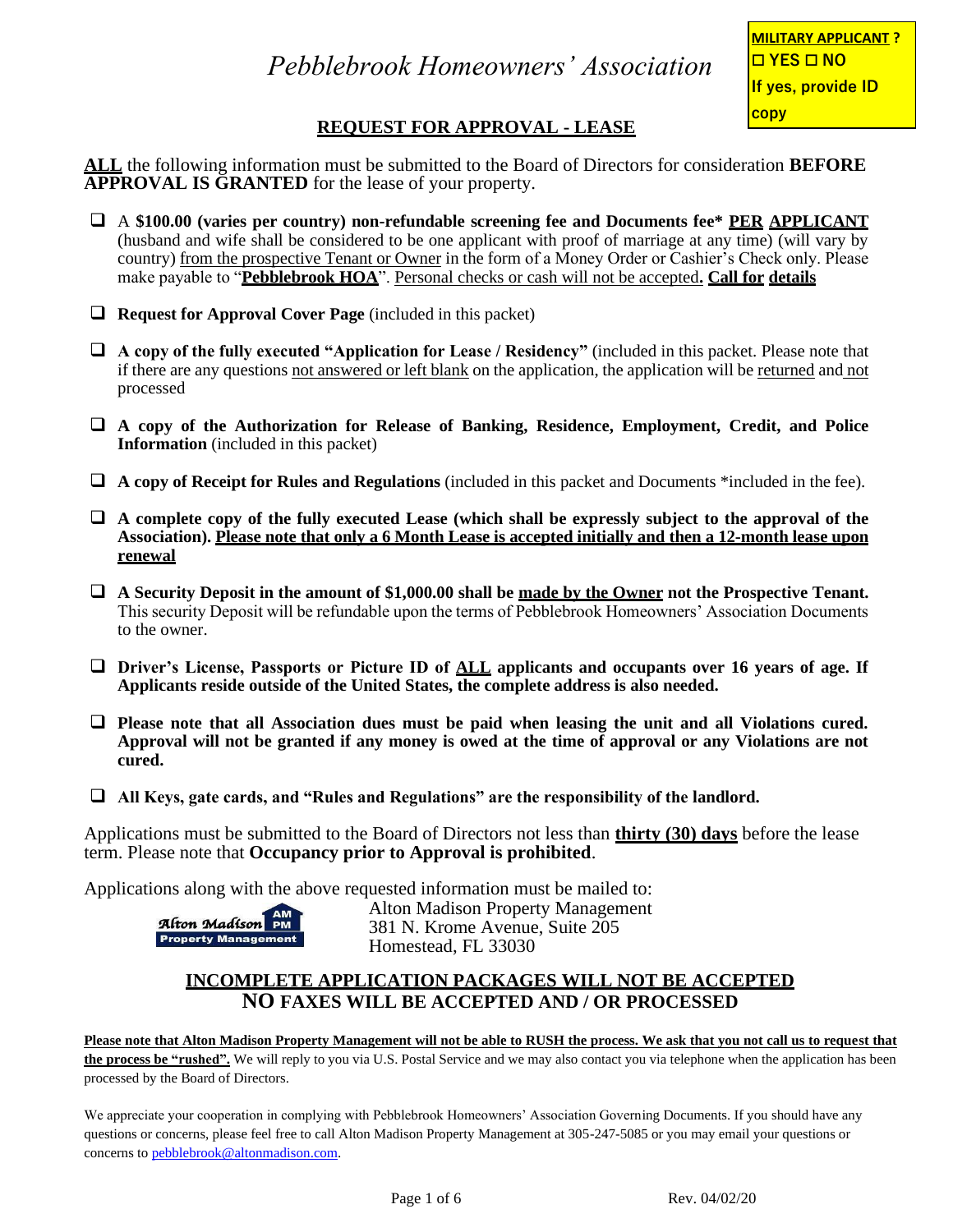# *Pebblebrook Homeowners' Association*

**MILITARY APPLICANT ?**
**☐ YES ☐ NO**
**If yes, provide ID copy**

## REQUEST FOR APPROVAL - LEASE

**ALL** the following information must be submitted to the Board of Directors for consideration **BEFORE APPROVAL IS GRANTED** for the lease of your property.

- ☐ A **$100.00 (varies per country) non-refundable screening fee and Documents fee\* PER APPLICANT** (husband and wife shall be considered to be one applicant with proof of marriage at any time) (will vary by country) from the prospective Tenant or Owner in the form of a Money Order or Cashier's Check only. Please make payable to "**Pebblebrook HOA**". Personal checks or cash will not be accepted**. Call for details**

- ☐ **Request for Approval Cover Page** (included in this packet)

- ☐ **A copy of the fully executed "Application for Lease / Residency"** (included in this packet. Please note that if there are any questions not answered or left blank on the application, the application will be returned and not processed

- ☐ **A copy of the Authorization for Release of Banking, Residence, Employment, Credit, and Police Information** (included in this packet)

- ☐ **A copy of Receipt for Rules and Regulations** (included in this packet and Documents \*included in the fee).

- ☐ **A complete copy of the fully executed Lease (which shall be expressly subject to the approval of the Association). Please note that only a 6 Month Lease is accepted initially and then a 12-month lease upon renewal**

- ☐ **A Security Deposit in the amount of $1,000.00 shall be made by the Owner not the Prospective Tenant.** This security Deposit will be refundable upon the terms of Pebblebrook Homeowners' Association Documents to the owner.

- ☐ **Driver's License, Passports or Picture ID of ALL applicants and occupants over 16 years of age. If Applicants reside outside of the United States, the complete address is also needed.**

- ☐ **Please note that all Association dues must be paid when leasing the unit and all Violations cured. Approval will not be granted if any money is owed at the time of approval or any Violations are not cured.**

- ☐ **All Keys, gate cards, and "Rules and Regulations" are the responsibility of the landlord.**

Applications must be submitted to the Board of Directors not less than **thirty (30) days** before the lease term. Please note that **Occupancy prior to Approval is prohibited**.

Applications along with the above requested information must be mailed to:

Alton Madison Property Management
381 N. Krome Avenue, Suite 205
Homestead, FL 33030

### INCOMPLETE APPLICATION PACKAGES WILL NOT BE ACCEPTED
### NO FAXES WILL BE ACCEPTED AND / OR PROCESSED

**Please note that Alton Madison Property Management will not be able to RUSH the process. We ask that you not call us to request that the process be "rushed".** We will reply to you via U.S. Postal Service and we may also contact you via telephone when the application has been processed by the Board of Directors.

We appreciate your cooperation in complying with Pebblebrook Homeowners' Association Governing Documents. If you should have any questions or concerns, please feel free to call Alton Madison Property Management at 305-247-5085 or you may email your questions or concerns to pebblebrook@altonmadison.com.

Rev. 04/02/20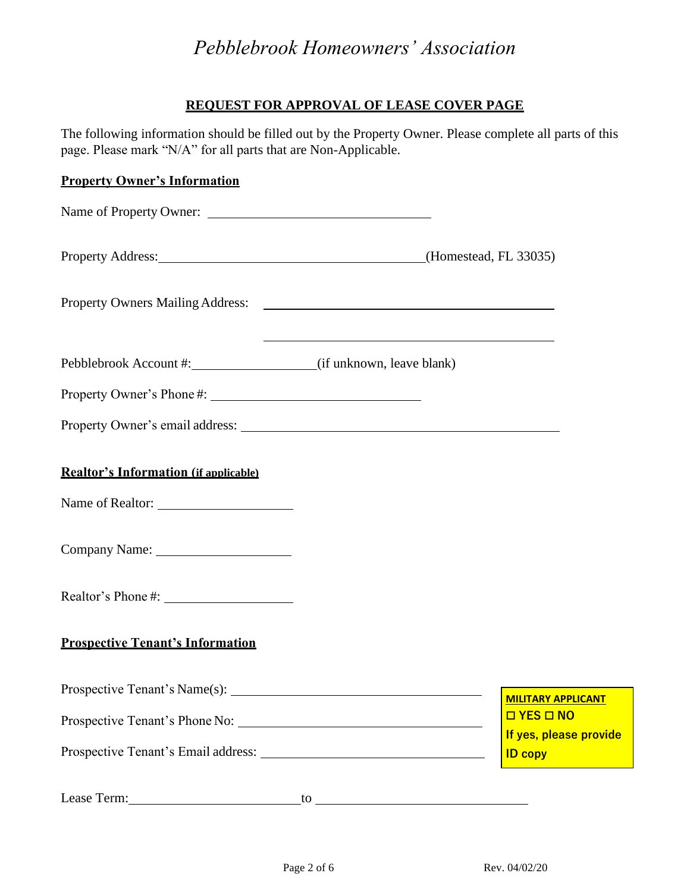# *Pebblebrook Homeowners' Association*

## REQUEST FOR APPROVAL OF LEASE COVER PAGE

The following information should be filled out by the Property Owner. Please complete all parts of this page. Please mark "N/A" for all parts that are Non-Applicable.

### Property Owner's Information

Name of Property Owner: ______________________________

Property Address: ______________________________ (Homestead, FL 33035)

Property Owners Mailing Address: ______________________________

______________________________

Pebblebrook Account #: ________________ (if unknown, leave blank)

Property Owner's Phone #: ______________________________

Property Owner's email address: ______________________________

### Realtor's Information (if applicable)

Name of Realtor: ____________________

Company Name: ____________________

Realtor's Phone #: ____________________

### Prospective Tenant's Information

Prospective Tenant's Name(s): ______________________________

Prospective Tenant's Phone No: ______________________________

Prospective Tenant's Email address: ______________________________

**MILITARY APPLICANT**
**☐ YES ☐ NO**
**If yes, please provide ID copy**

Lease Term: ______________________ to ______________________________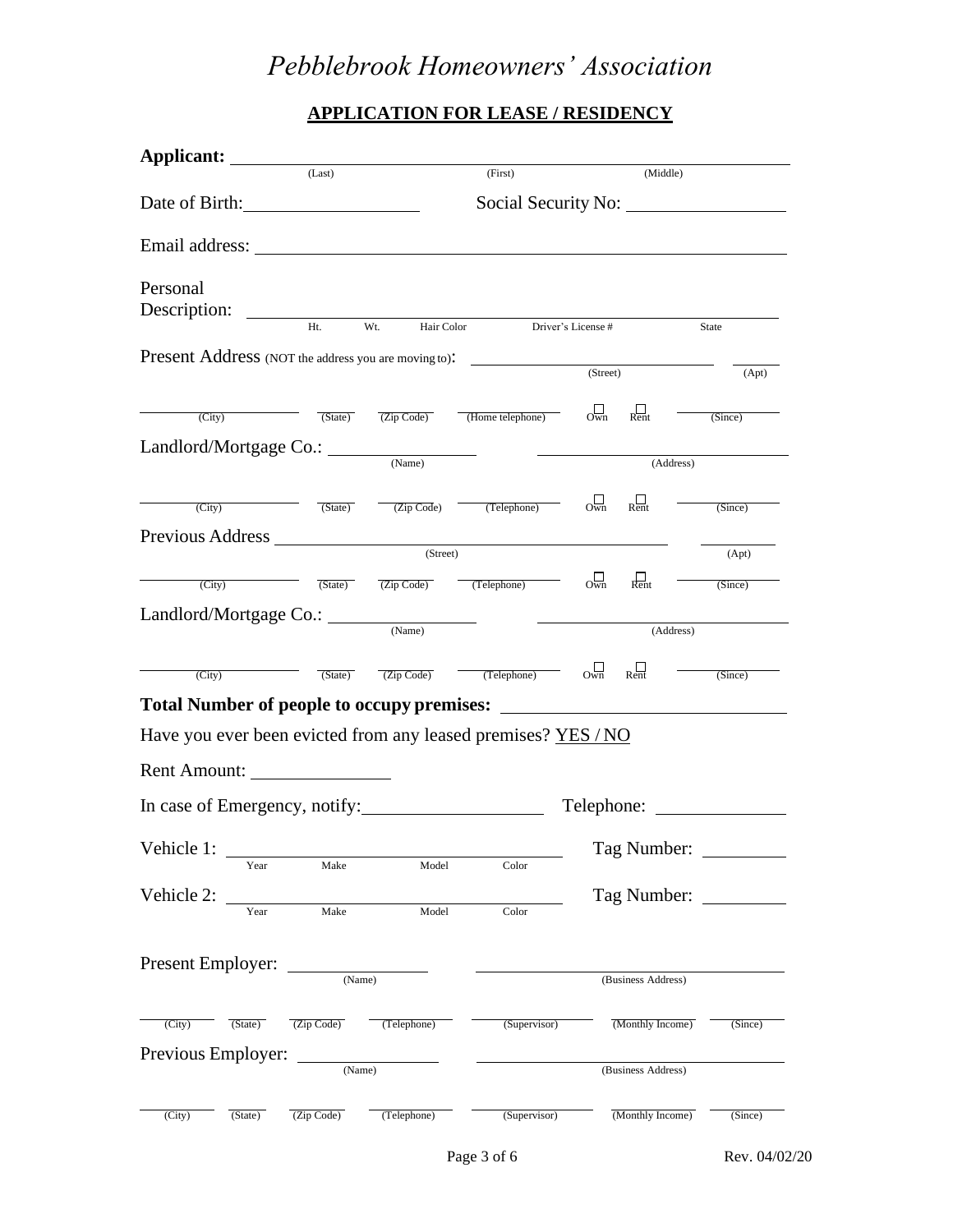# *Pebblebrook Homeowners' Association*

## APPLICATION FOR LEASE / RESIDENCY

**Applicant:** ______________________________________________
(Last) (First) (Middle)

Date of Birth: ____________________ Social Security No: ____________________

Email address: ______________________________________________

Personal Description: ______________________________________________
Ht. Wt. Hair Color Driver's License # State

Present Address (NOT the address you are moving to): ______________________________ ________
(Street) (Apt)

________ ________ ________ ________ ☐ Own ☐ Rent ________
(City) (State) (Zip Code) (Home telephone) (Since)

Landlord/Mortgage Co.: ____________________ ______________________________
(Name) (Address)

________ ________ ________ ________ ☐ Own ☐ Rent ________
(City) (State) (Zip Code) (Telephone) (Since)

Previous Address ______________________________ ________
(Street) (Apt)

________ ________ ________ ________ ☐ Own ☐ Rent ________
(City) (State) (Zip Code) (Telephone) (Since)

Landlord/Mortgage Co.: ____________________ ______________________________
(Name) (Address)

________ ________ ________ ________ ☐ Own ☐ Rent ________
(City) (State) (Zip Code) (Telephone) (Since)

**Total Number of people to occupy premises:** ______________________________

Have you ever been evicted from any leased premises? YES / NO

Rent Amount: ________________

In case of Emergency, notify: ____________________ Telephone: ________________

Vehicle 1: ______________________________ Tag Number: ____________
Year Make Model Color

Vehicle 2: ______________________________ Tag Number: ____________
Year Make Model Color

Present Employer: ____________________ ______________________________
(Name) (Business Address)

________ ________ ________ ________ ________ ________ ________
(City) (State) (Zip Code) (Telephone) (Supervisor) (Monthly Income) (Since)

Previous Employer: ____________________ ______________________________
(Name) (Business Address)

________ ________ ________ ________ ________ ________ ________
(City) (State) (Zip Code) (Telephone) (Supervisor) (Monthly Income) (Since)

Rev. 04/02/20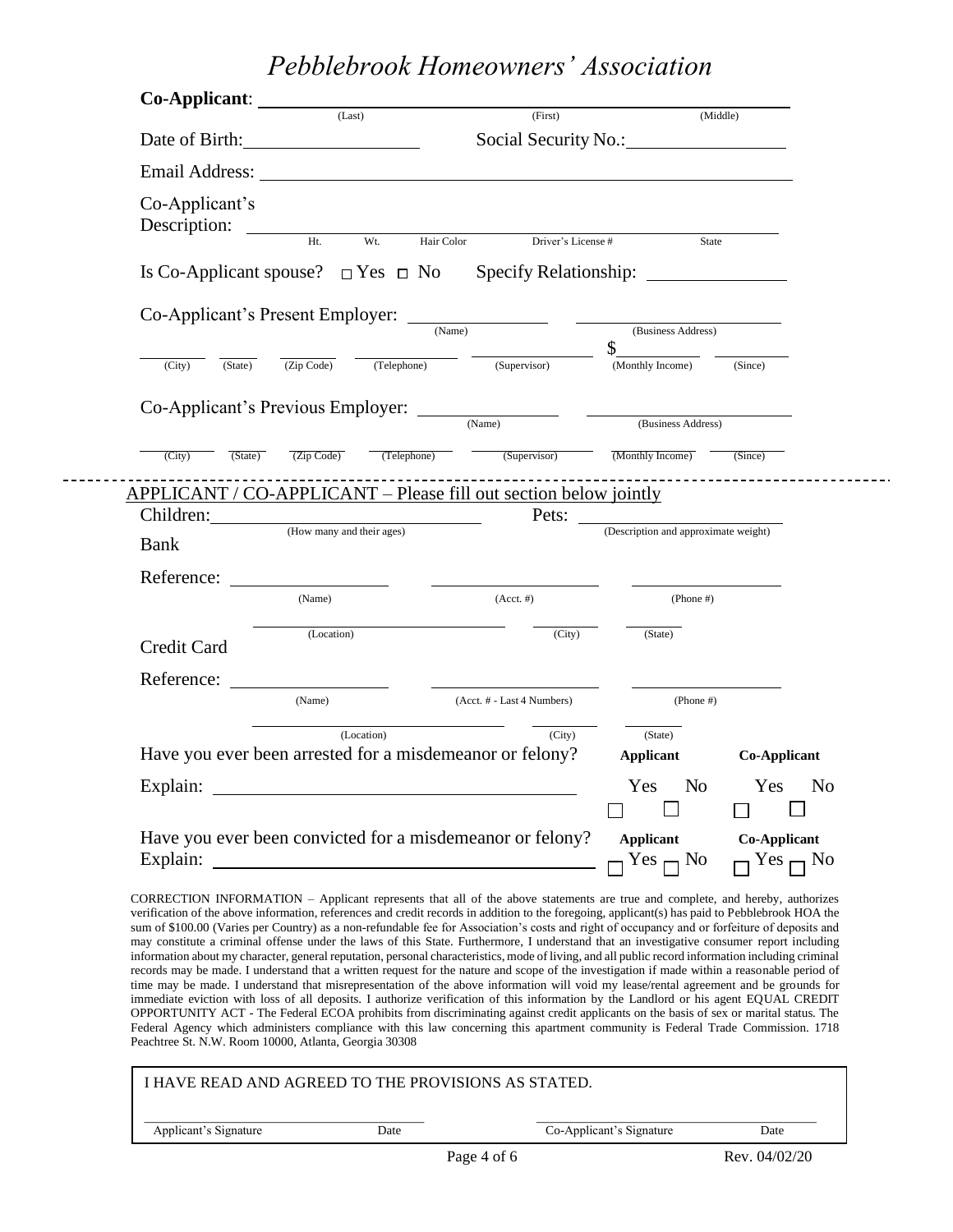# *Pebblebrook Homeowners' Association*

**Co-Applicant**: ______________________________________________
(Last) (First) (Middle)

Date of Birth: ____________________ Social Security No.: ____________________

Email Address: ______________________________________________

Co-Applicant's Description: ______________________________________________
Ht. Wt. Hair Color Driver's License # State

Is Co-Applicant spouse? ☐ Yes ☐ No Specify Relationship: ________________

Co-Applicant's Present Employer: ________________ ________________
(Name) (Business Address)

______ ______ ______ ______ ______ $______ ______
(City) (State) (Zip Code) (Telephone) (Supervisor) (Monthly Income) (Since)

Co-Applicant's Previous Employer: ________________ ________________
(Name) (Business Address)

______ ______ ______ ______ ______ ______ ______
(City) (State) (Zip Code) (Telephone) (Supervisor) (Monthly Income) (Since)

---

APPLICANT / CO-APPLICANT – Please fill out section below jointly

Children: ________________________ Pets: ________________________
(How many and their ages) (Description and approximate weight)

Bank Reference: ________________ ________________ ________________
(Name) (Acct. #) (Phone #)

________________ ________ ________
(Location) (City) (State)

Credit Card Reference: ________________ ________________ ________________
(Name) (Acct. # - Last 4 Numbers) (Phone #)

________________ ________ ________
(Location) (City) (State)

Have you ever been arrested for a misdemeanor or felony?

| | Applicant | | Co-Applicant | |
|---|---|---|---|---|
| | Yes | No | Yes | No |
| | ☐ | ☐ | ☐ | ☐ |

Explain: ______________________________________________

Have you ever been convicted for a misdemeanor or felony?

| | Applicant | | Co-Applicant | |
|---|---|---|---|---|
| | Yes | No | Yes | No |
| | ☐ | ☐ | ☐ | ☐ |

Explain: ______________________________________________

CORRECTION INFORMATION – Applicant represents that all of the above statements are true and complete, and hereby, authorizes verification of the above information, references and credit records in addition to the foregoing, applicant(s) has paid to Pebblebrook HOA the sum of $100.00 (Varies per Country) as a non-refundable fee for Association's costs and right of occupancy and or forfeiture of deposits and may constitute a criminal offense under the laws of this State. Furthermore, I understand that an investigative consumer report including information about my character, general reputation, personal characteristics, mode of living, and all public record information including criminal records may be made. I understand that a written request for the nature and scope of the investigation if made within a reasonable period of time may be made. I understand that misrepresentation of the above information will void my lease/rental agreement and be grounds for immediate eviction with loss of all deposits. I authorize verification of this information by the Landlord or his agent EQUAL CREDIT OPPORTUNITY ACT - The Federal ECOA prohibits from discriminating against credit applicants on the basis of sex or marital status. The Federal Agency which administers compliance with this law concerning this apartment community is Federal Trade Commission. 1718 Peachtree St. N.W. Room 10000, Atlanta, Georgia 30308

I HAVE READ AND AGREED TO THE PROVISIONS AS STATED.

________________________ ________ ________________________ ________
Applicant's Signature Date Co-Applicant's Signature Date

Rev. 04/02/20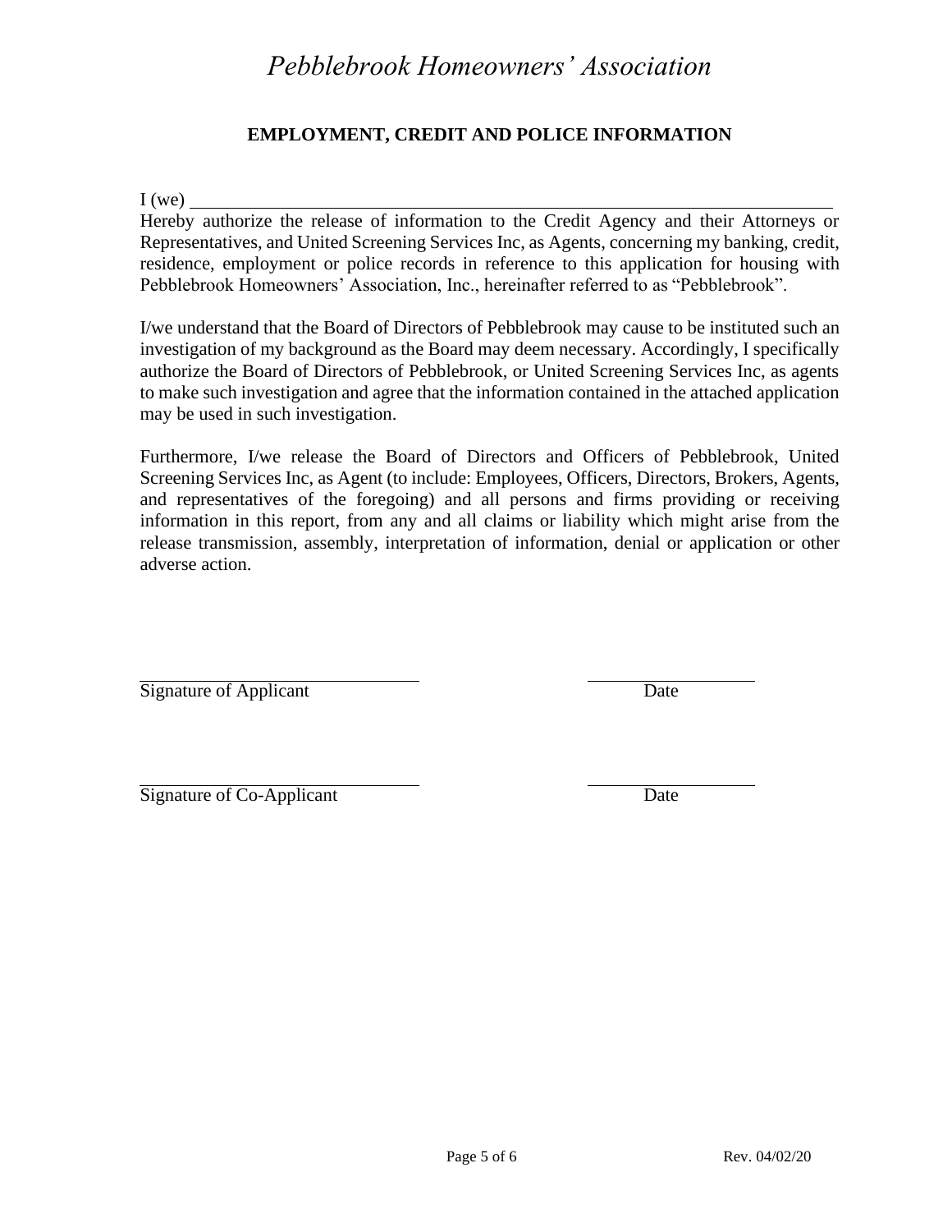# *Pebblebrook Homeowners' Association*

## EMPLOYMENT, CREDIT AND POLICE INFORMATION

I (we) ______________________________________________________________

Hereby authorize the release of information to the Credit Agency and their Attorneys or Representatives, and United Screening Services Inc, as Agents, concerning my banking, credit, residence, employment or police records in reference to this application for housing with Pebblebrook Homeowners' Association, Inc., hereinafter referred to as "Pebblebrook".

I/we understand that the Board of Directors of Pebblebrook may cause to be instituted such an investigation of my background as the Board may deem necessary. Accordingly, I specifically authorize the Board of Directors of Pebblebrook, or United Screening Services Inc, as agents to make such investigation and agree that the information contained in the attached application may be used in such investigation.

Furthermore, I/we release the Board of Directors and Officers of Pebblebrook, United Screening Services Inc, as Agent (to include: Employees, Officers, Directors, Brokers, Agents, and representatives of the foregoing) and all persons and firms providing or receiving information in this report, from any and all claims or liability which might arise from the release transmission, assembly, interpretation of information, denial or application or other adverse action.

______________________________ ____________________

Signature of Applicant Date

______________________________ ____________________

Signature of Co-Applicant Date

Rev. 04/02/20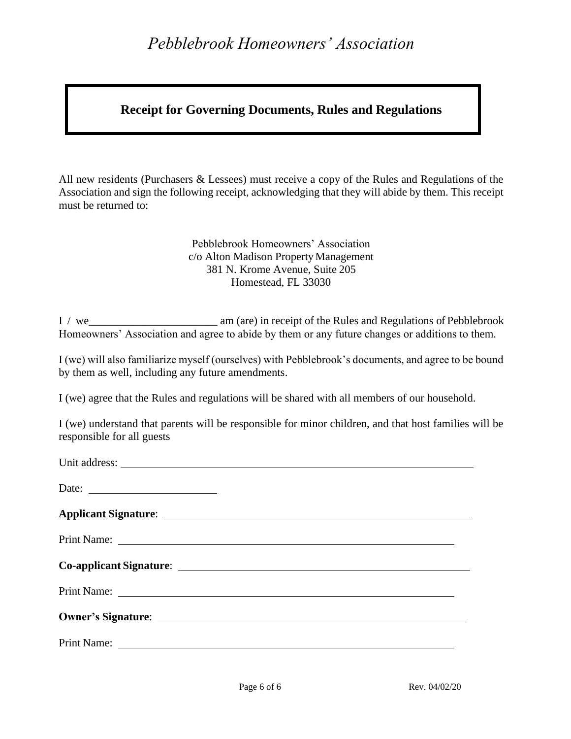# *Pebblebrook Homeowners' Association*

## Receipt for Governing Documents, Rules and Regulations

All new residents (Purchasers & Lessees) must receive a copy of the Rules and Regulations of the Association and sign the following receipt, acknowledging that they will abide by them. This receipt must be returned to:

Pebblebrook Homeowners' Association
c/o Alton Madison Property Management
381 N. Krome Avenue, Suite 205
Homestead, FL 33030

I / we_______________________ am (are) in receipt of the Rules and Regulations of Pebblebrook Homeowners' Association and agree to abide by them or any future changes or additions to them.

I (we) will also familiarize myself (ourselves) with Pebblebrook's documents, and agree to be bound by them as well, including any future amendments.

I (we) agree that the Rules and regulations will be shared with all members of our household.

I (we) understand that parents will be responsible for minor children, and that host families will be responsible for all guests

Unit address: ____________________________________________

Date: ______________________

**Applicant Signature**: ____________________________________________

Print Name: ____________________________________________

**Co-applicant Signature**: ____________________________________________

Print Name: ____________________________________________

**Owner's Signature**: ____________________________________________

Print Name: ____________________________________________

Rev. 04/02/20